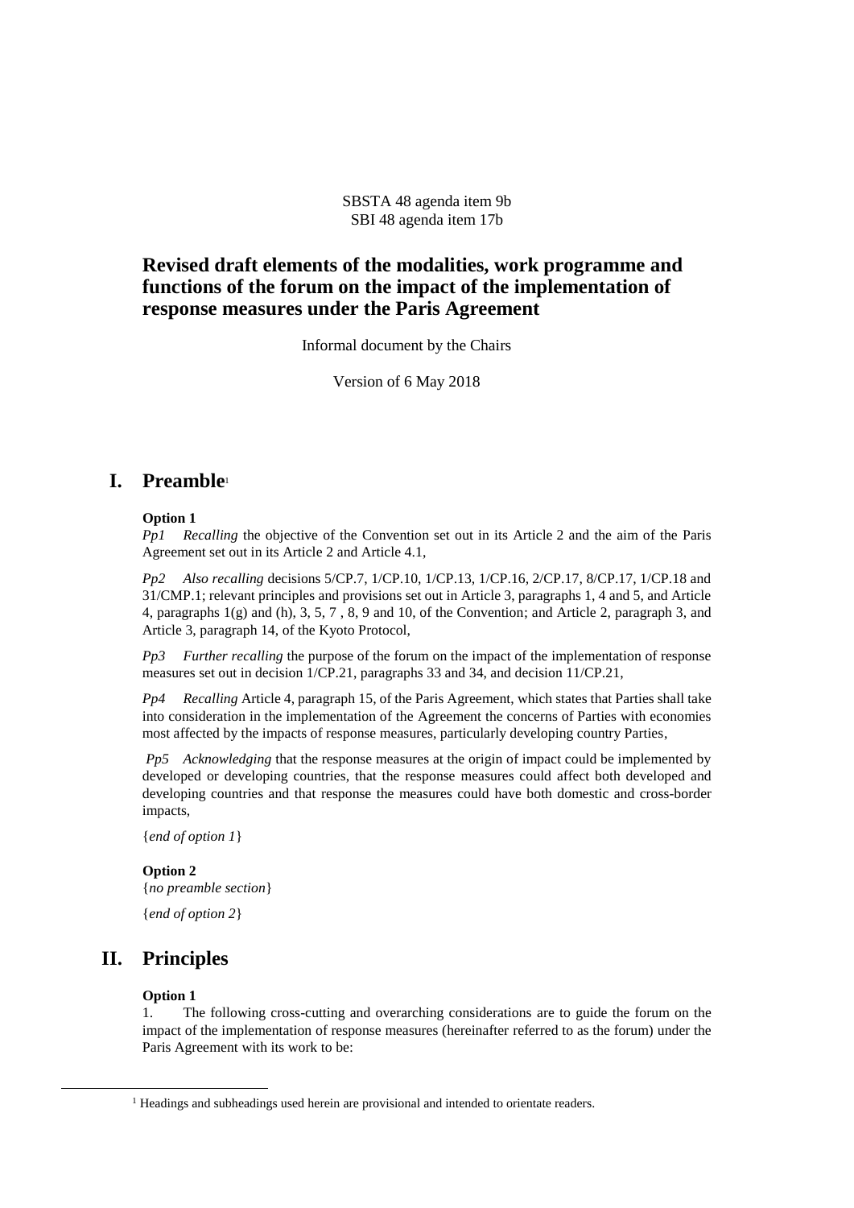SBSTA 48 agenda item 9b
SBI 48 agenda item 17b

# Revised draft elements of the modalities, work programme and functions of the forum on the impact of the implementation of response measures under the Paris Agreement

Informal document by the Chairs

Version of 6 May 2018

## I. Preamble[1]

**Option 1**

*Pp1* *Recalling* the objective of the Convention set out in its Article 2 and the aim of the Paris Agreement set out in its Article 2 and Article 4.1,

*Pp2* *Also recalling* decisions 5/CP.7, 1/CP.10, 1/CP.13, 1/CP.16, 2/CP.17, 8/CP.17, 1/CP.18 and 31/CMP.1; relevant principles and provisions set out in Article 3, paragraphs 1, 4 and 5, and Article 4, paragraphs 1(g) and (h), 3, 5, 7 , 8, 9 and 10, of the Convention; and Article 2, paragraph 3, and Article 3, paragraph 14, of the Kyoto Protocol,

*Pp3* *Further recalling* the purpose of the forum on the impact of the implementation of response measures set out in decision 1/CP.21, paragraphs 33 and 34, and decision 11/CP.21,

*Pp4* *Recalling* Article 4, paragraph 15, of the Paris Agreement, which states that Parties shall take into consideration in the implementation of the Agreement the concerns of Parties with economies most affected by the impacts of response measures, particularly developing country Parties,

*Pp5* *Acknowledging* that the response measures at the origin of impact could be implemented by developed or developing countries, that the response measures could affect both developed and developing countries and that response the measures could have both domestic and cross-border impacts,

{*end of option 1*}

**Option 2**

{*no preamble section*}

{*end of option 2*}

## II. Principles

**Option 1**

1. The following cross-cutting and overarching considerations are to guide the forum on the impact of the implementation of response measures (hereinafter referred to as the forum) under the Paris Agreement with its work to be:

[1] Headings and subheadings used herein are provisional and intended to orientate readers.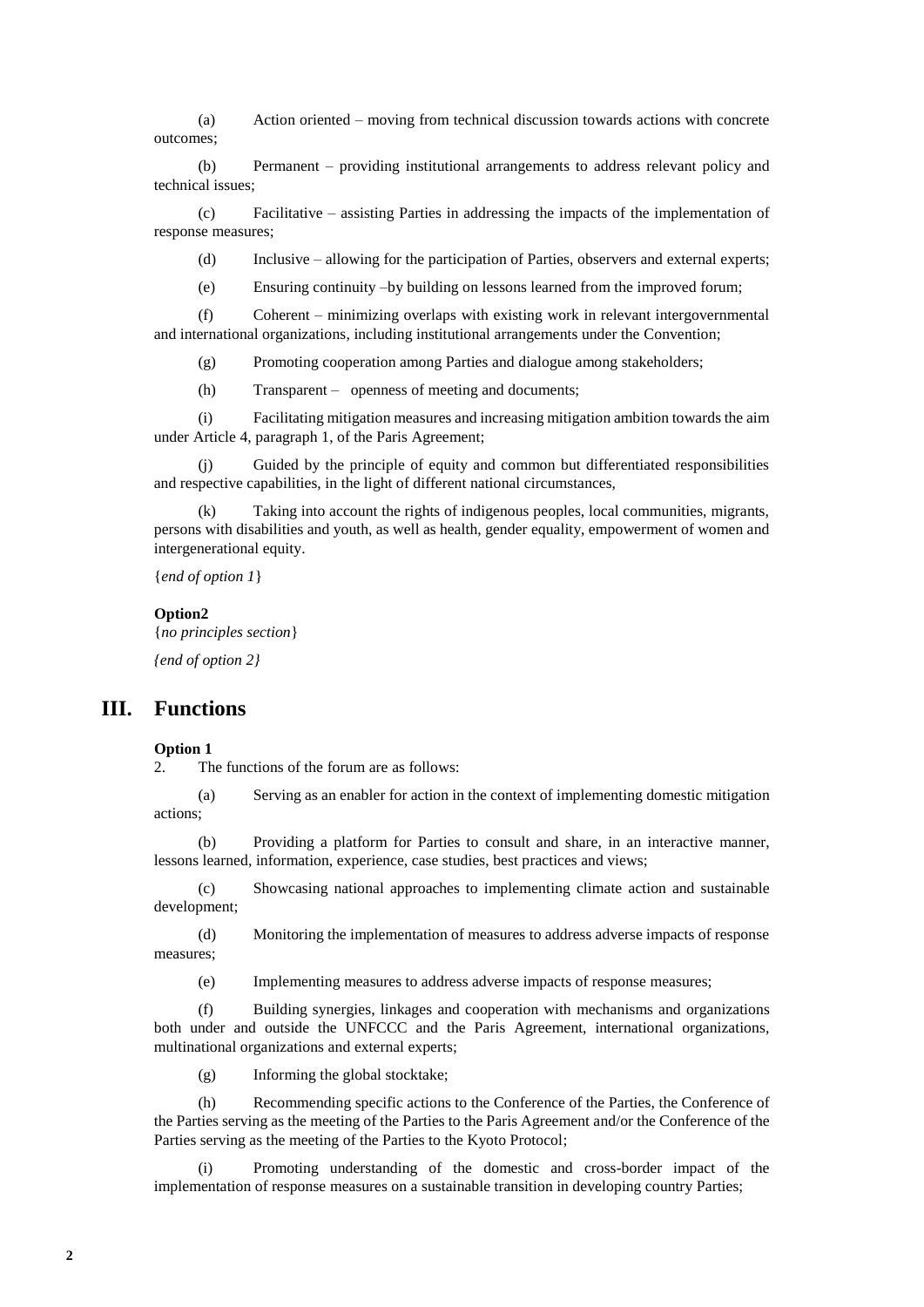(a) Action oriented – moving from technical discussion towards actions with concrete outcomes;

(b) Permanent – providing institutional arrangements to address relevant policy and technical issues;

(c) Facilitative – assisting Parties in addressing the impacts of the implementation of response measures;

(d) Inclusive – allowing for the participation of Parties, observers and external experts;

(e) Ensuring continuity –by building on lessons learned from the improved forum;

(f) Coherent – minimizing overlaps with existing work in relevant intergovernmental and international organizations, including institutional arrangements under the Convention;

(g) Promoting cooperation among Parties and dialogue among stakeholders;

(h) Transparent – openness of meeting and documents;

(i) Facilitating mitigation measures and increasing mitigation ambition towards the aim under Article 4, paragraph 1, of the Paris Agreement;

(j) Guided by the principle of equity and common but differentiated responsibilities and respective capabilities, in the light of different national circumstances,

(k) Taking into account the rights of indigenous peoples, local communities, migrants, persons with disabilities and youth, as well as health, gender equality, empowerment of women and intergenerational equity.

{*end of option 1*}

**Option2**

{*no principles section*}

*{end of option 2}*

## III. Functions

**Option 1**

2. The functions of the forum are as follows:

(a) Serving as an enabler for action in the context of implementing domestic mitigation actions;

(b) Providing a platform for Parties to consult and share, in an interactive manner, lessons learned, information, experience, case studies, best practices and views;

(c) Showcasing national approaches to implementing climate action and sustainable development;

(d) Monitoring the implementation of measures to address adverse impacts of response measures;

(e) Implementing measures to address adverse impacts of response measures;

(f) Building synergies, linkages and cooperation with mechanisms and organizations both under and outside the UNFCCC and the Paris Agreement, international organizations, multinational organizations and external experts;

(g) Informing the global stocktake;

(h) Recommending specific actions to the Conference of the Parties, the Conference of the Parties serving as the meeting of the Parties to the Paris Agreement and/or the Conference of the Parties serving as the meeting of the Parties to the Kyoto Protocol;

(i) Promoting understanding of the domestic and cross-border impact of the implementation of response measures on a sustainable transition in developing country Parties;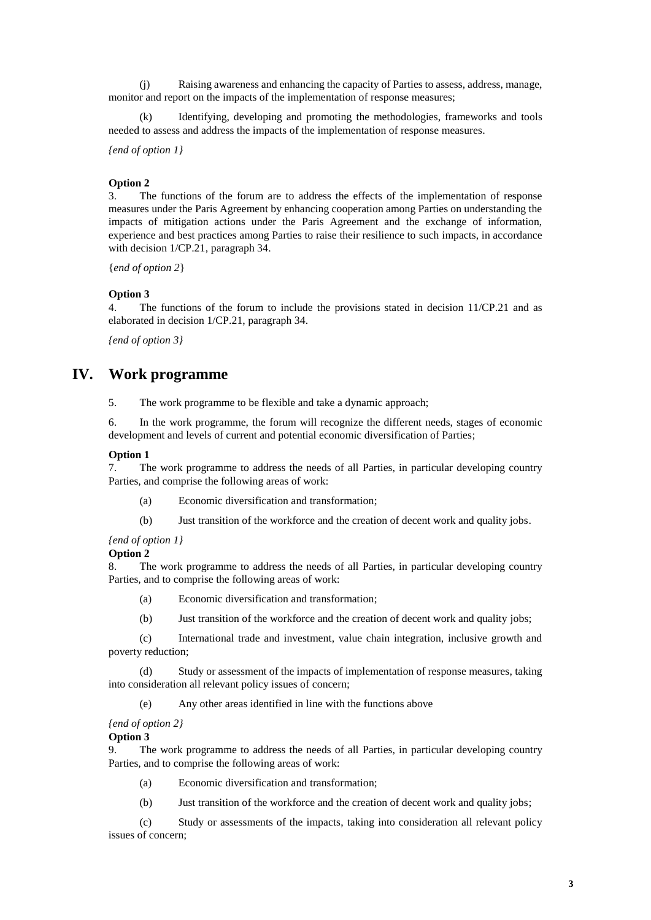(j) Raising awareness and enhancing the capacity of Parties to assess, address, manage, monitor and report on the impacts of the implementation of response measures;

(k) Identifying, developing and promoting the methodologies, frameworks and tools needed to assess and address the impacts of the implementation of response measures.

*{end of option 1}*

**Option 2**

3. The functions of the forum are to address the effects of the implementation of response measures under the Paris Agreement by enhancing cooperation among Parties on understanding the impacts of mitigation actions under the Paris Agreement and the exchange of information, experience and best practices among Parties to raise their resilience to such impacts, in accordance with decision 1/CP.21, paragraph 34.

{*end of option 2*}

**Option 3**

4. The functions of the forum to include the provisions stated in decision 11/CP.21 and as elaborated in decision 1/CP.21, paragraph 34.

*{end of option 3}*

# IV. Work programme

5. The work programme to be flexible and take a dynamic approach;

6. In the work programme, the forum will recognize the different needs, stages of economic development and levels of current and potential economic diversification of Parties;

**Option 1**

7. The work programme to address the needs of all Parties, in particular developing country Parties, and comprise the following areas of work:

(a) Economic diversification and transformation;

(b) Just transition of the workforce and the creation of decent work and quality jobs.

*{end of option 1}*

**Option 2**

8. The work programme to address the needs of all Parties, in particular developing country Parties, and to comprise the following areas of work:

(a) Economic diversification and transformation;

(b) Just transition of the workforce and the creation of decent work and quality jobs;

(c) International trade and investment, value chain integration, inclusive growth and poverty reduction;

(d) Study or assessment of the impacts of implementation of response measures, taking into consideration all relevant policy issues of concern;

(e) Any other areas identified in line with the functions above

*{end of option 2}*

**Option 3**

9. The work programme to address the needs of all Parties, in particular developing country Parties, and to comprise the following areas of work:

(a) Economic diversification and transformation;

(b) Just transition of the workforce and the creation of decent work and quality jobs;

(c) Study or assessments of the impacts, taking into consideration all relevant policy issues of concern;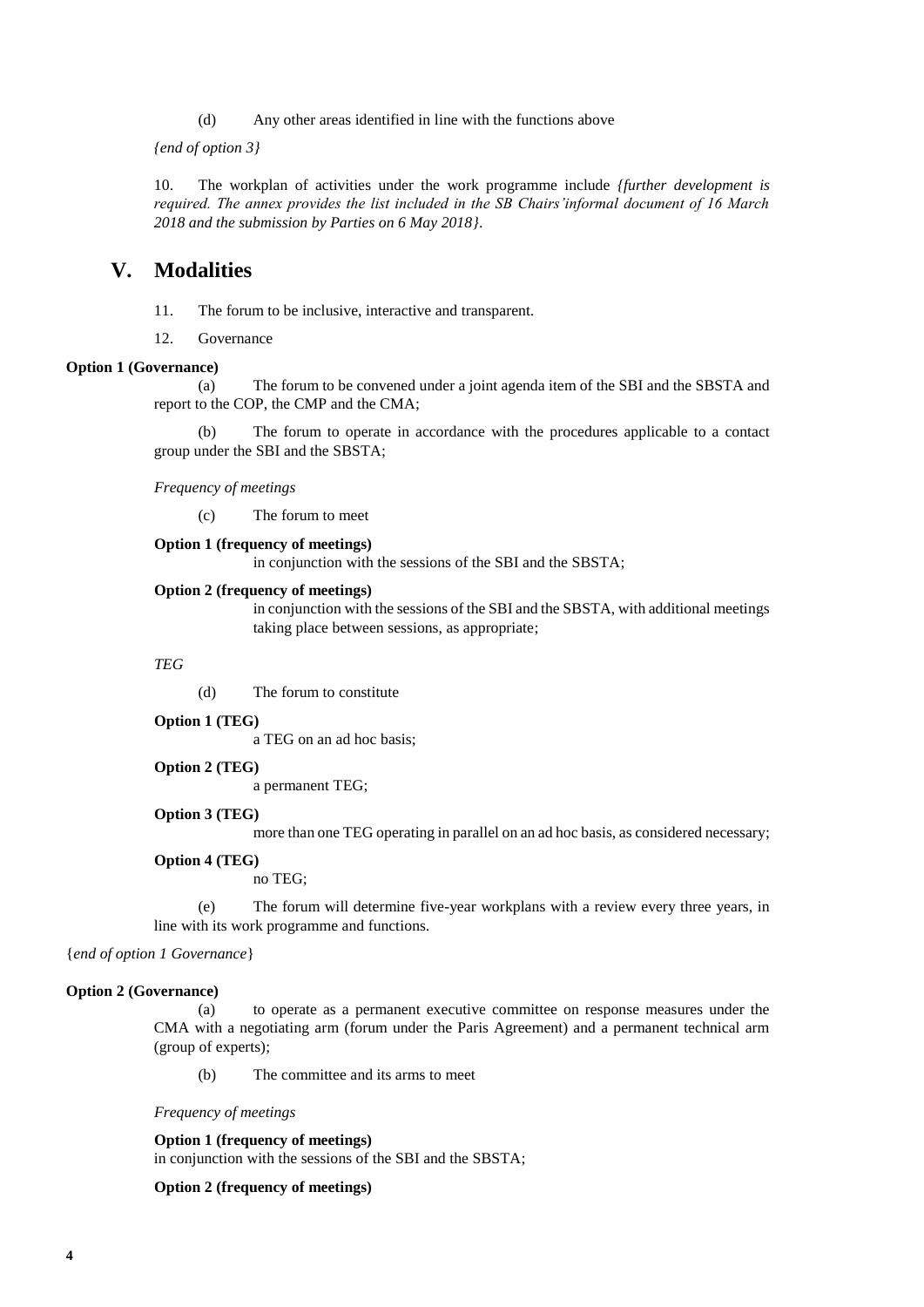(d) Any other areas identified in line with the functions above

*{end of option 3}*

10. The workplan of activities under the work programme include *{further development is required. The annex provides the list included in the SB Chairs'informal document of 16 March 2018 and the submission by Parties on 6 May 2018}*.

# V. Modalities

11. The forum to be inclusive, interactive and transparent.

12. Governance

**Option 1 (Governance)**

(a) The forum to be convened under a joint agenda item of the SBI and the SBSTA and report to the COP, the CMP and the CMA;

(b) The forum to operate in accordance with the procedures applicable to a contact group under the SBI and the SBSTA;

*Frequency of meetings*

(c) The forum to meet

**Option 1 (frequency of meetings)**

in conjunction with the sessions of the SBI and the SBSTA;

**Option 2 (frequency of meetings)**

in conjunction with the sessions of the SBI and the SBSTA, with additional meetings taking place between sessions, as appropriate;

*TEG*

(d) The forum to constitute

**Option 1 (TEG)**

a TEG on an ad hoc basis;

**Option 2 (TEG)**

a permanent TEG;

**Option 3 (TEG)**

more than one TEG operating in parallel on an ad hoc basis, as considered necessary;

**Option 4 (TEG)**

no TEG;

(e) The forum will determine five-year workplans with a review every three years, in line with its work programme and functions.

{*end of option 1 Governance*}

**Option 2 (Governance)**

(a) to operate as a permanent executive committee on response measures under the CMA with a negotiating arm (forum under the Paris Agreement) and a permanent technical arm (group of experts);

(b) The committee and its arms to meet

*Frequency of meetings*

**Option 1 (frequency of meetings)**

in conjunction with the sessions of the SBI and the SBSTA;

**Option 2 (frequency of meetings)**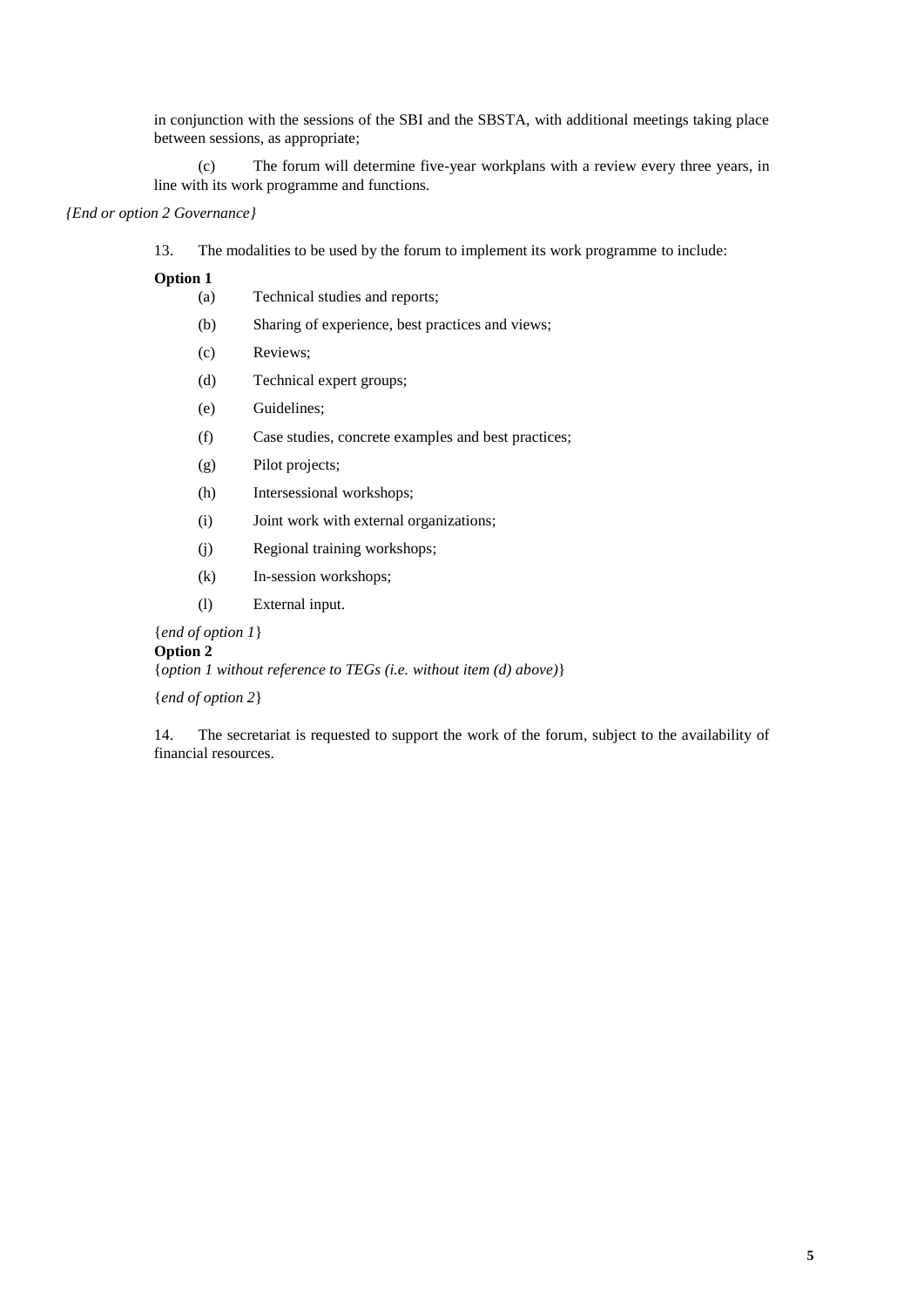in conjunction with the sessions of the SBI and the SBSTA, with additional meetings taking place between sessions, as appropriate;

(c) The forum will determine five-year workplans with a review every three years, in line with its work programme and functions.

*{End or option 2 Governance}*

13. The modalities to be used by the forum to implement its work programme to include:

**Option 1**

(a) Technical studies and reports;

(b) Sharing of experience, best practices and views;

(c) Reviews;

(d) Technical expert groups;

(e) Guidelines;

(f) Case studies, concrete examples and best practices;

(g) Pilot projects;

(h) Intersessional workshops;

(i) Joint work with external organizations;

(j) Regional training workshops;

(k) In-session workshops;

(l) External input.

{*end of option 1*}

**Option 2**

{*option 1 without reference to TEGs (i.e. without item (d) above)*}

{*end of option 2*}

14. The secretariat is requested to support the work of the forum, subject to the availability of financial resources.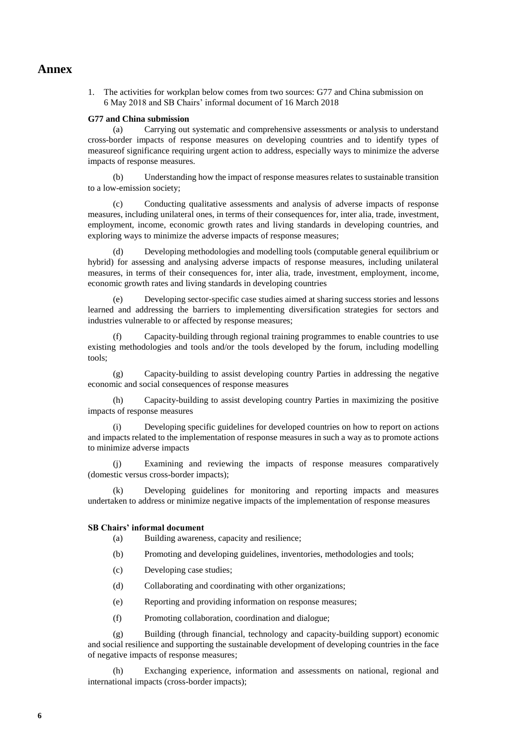# Annex

1. The activities for workplan below comes from two sources: G77 and China submission on 6 May 2018 and SB Chairs' informal document of 16 March 2018

**G77 and China submission**

(a) Carrying out systematic and comprehensive assessments or analysis to understand cross-border impacts of response measures on developing countries and to identify types of measureof significance requiring urgent action to address, especially ways to minimize the adverse impacts of response measures.

(b) Understanding how the impact of response measures relates to sustainable transition to a low-emission society;

(c) Conducting qualitative assessments and analysis of adverse impacts of response measures, including unilateral ones, in terms of their consequences for, inter alia, trade, investment, employment, income, economic growth rates and living standards in developing countries, and exploring ways to minimize the adverse impacts of response measures;

(d) Developing methodologies and modelling tools (computable general equilibrium or hybrid) for assessing and analysing adverse impacts of response measures, including unilateral measures, in terms of their consequences for, inter alia, trade, investment, employment, income, economic growth rates and living standards in developing countries

(e) Developing sector-specific case studies aimed at sharing success stories and lessons learned and addressing the barriers to implementing diversification strategies for sectors and industries vulnerable to or affected by response measures;

(f) Capacity-building through regional training programmes to enable countries to use existing methodologies and tools and/or the tools developed by the forum, including modelling tools;

(g) Capacity-building to assist developing country Parties in addressing the negative economic and social consequences of response measures

(h) Capacity-building to assist developing country Parties in maximizing the positive impacts of response measures

(i) Developing specific guidelines for developed countries on how to report on actions and impacts related to the implementation of response measures in such a way as to promote actions to minimize adverse impacts

(j) Examining and reviewing the impacts of response measures comparatively (domestic versus cross-border impacts);

(k) Developing guidelines for monitoring and reporting impacts and measures undertaken to address or minimize negative impacts of the implementation of response measures

**SB Chairs' informal document**

(a) Building awareness, capacity and resilience;

(b) Promoting and developing guidelines, inventories, methodologies and tools;

(c) Developing case studies;

(d) Collaborating and coordinating with other organizations;

(e) Reporting and providing information on response measures;

(f) Promoting collaboration, coordination and dialogue;

(g) Building (through financial, technology and capacity-building support) economic and social resilience and supporting the sustainable development of developing countries in the face of negative impacts of response measures;

(h) Exchanging experience, information and assessments on national, regional and international impacts (cross-border impacts);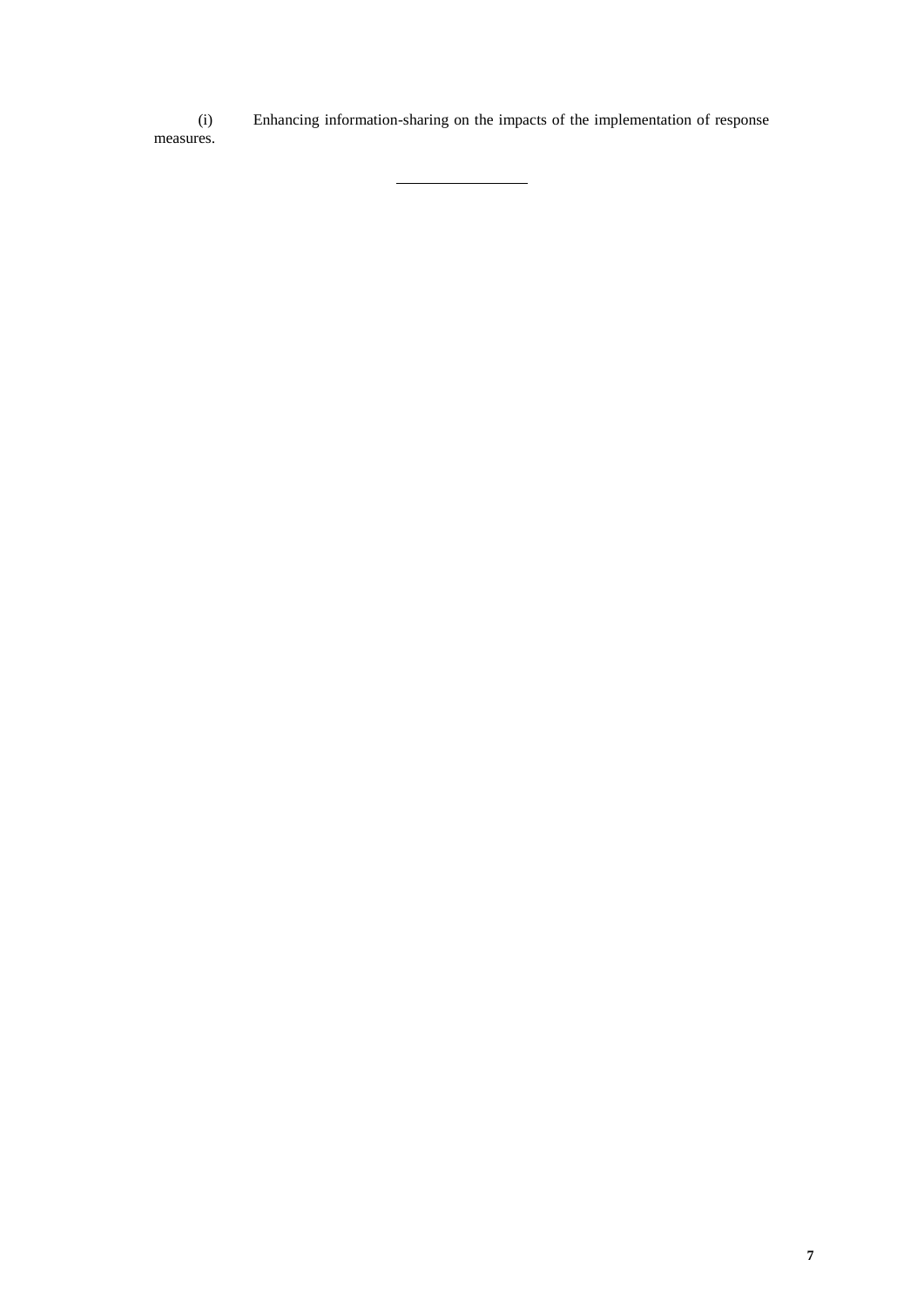(i) Enhancing information-sharing on the impacts of the implementation of response measures.